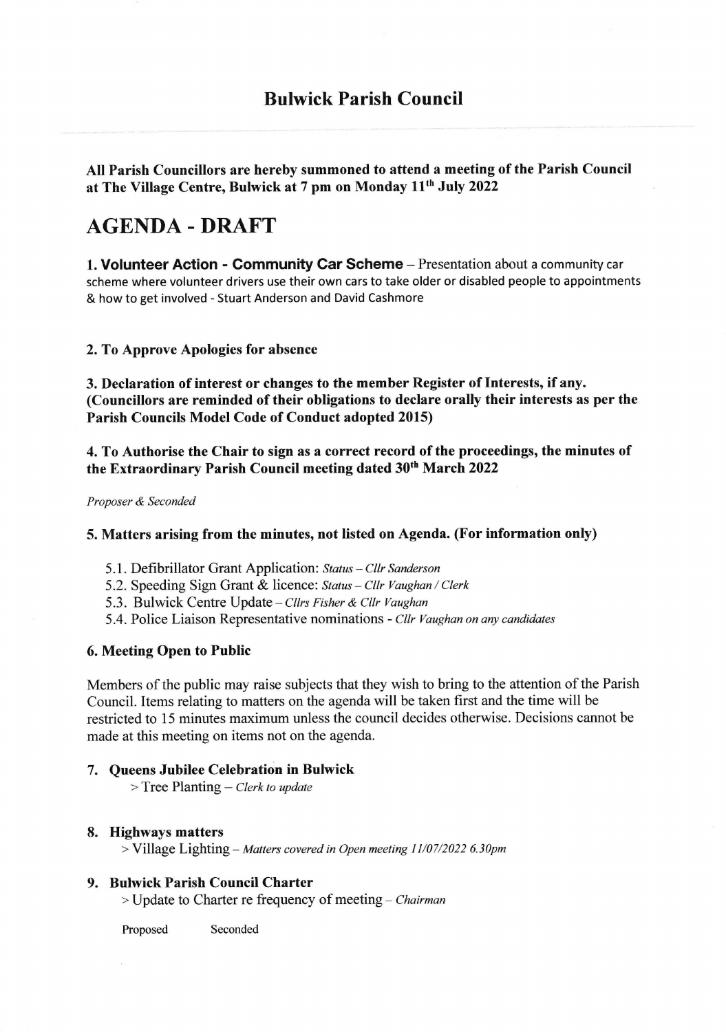# Bulwick Parish Council

**All Parish Councillors are hereby summoned to attend a meeting of the Parish Council at The Village Centre, Bulwick at 7 pm on Monday 11th July 2022**

# AGENDA - DRAFT

**1. Volunteer Action - Community Car Scheme** – Presentation about a community car scheme where volunteer drivers use their own cars to take older or disabled people to appointments & how to get involved - Stuart Anderson and David Cashmore

**2. To Approve Apologies for absence**

**3. Declaration of interest or changes to the member Register of Interests, if any. (Councillors are reminded of their obligations to declare orally their interests as per the Parish Councils Model Code of Conduct adopted 2015)**

**4. To Authorise the Chair to sign as a correct record of the proceedings, the minutes of the Extraordinary Parish Council meeting dated 30th March 2022**

*Proposer & Seconded*

**5. Matters arising from the minutes, not listed on Agenda. (For information only)**

- 5.1. Defibrillator Grant Application: *Status – Cllr Sanderson*
- 5.2. Speeding Sign Grant & licence: *Status – Cllr Vaughan / Clerk*
- 5.3. Bulwick Centre Update – *Cllrs Fisher & Cllr Vaughan*
- 5.4. Police Liaison Representative nominations - *Cllr Vaughan on any candidates*

**6. Meeting Open to Public**

Members of the public may raise subjects that they wish to bring to the attention of the Parish Council. Items relating to matters on the agenda will be taken first and the time will be restricted to 15 minutes maximum unless the council decides otherwise. Decisions cannot be made at this meeting on items not on the agenda.

**7. Queens Jubilee Celebration in Bulwick**

> Tree Planting – *Clerk to update*

**8. Highways matters**

> Village Lighting – *Matters covered in Open meeting 11/07/2022 6.30pm*

**9. Bulwick Parish Council Charter**

> Update to Charter re frequency of meeting – *Chairman*

Proposed        Seconded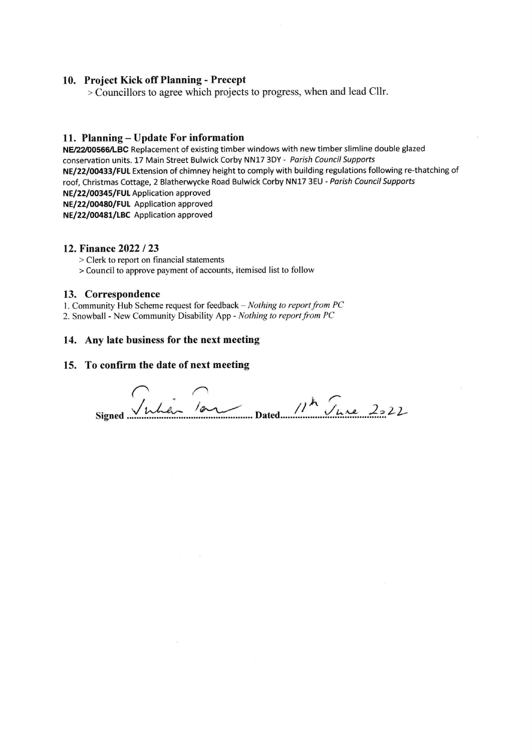## 10. Project Kick off Planning - Precept

> Councillors to agree which projects to progress, when and lead Cllr.

## 11. Planning – Update For information

**NE/22/00566/LBC** Replacement of existing timber windows with new timber slimline double glazed conservation units. 17 Main Street Bulwick Corby NN17 3DY - *Parish Council Supports*
**NE/22/00433/FUL** Extension of chimney height to comply with building regulations following re-thatching of roof, Christmas Cottage, 2 Blatherwycke Road Bulwick Corby NN17 3EU - *Parish Council Supports*
**NE/22/00345/FUL** Application approved
**NE/22/00480/FUL** Application approved
**NE/22/00481/LBC** Application approved

## 12. Finance 2022 / 23

> Clerk to report on financial statements
> Council to approve payment of accounts, itemised list to follow

## 13. Correspondence

1. Community Hub Scheme request for feedback – *Nothing to report from PC*
2. Snowball - New Community Disability App - *Nothing to report from PC*

## 14. Any late business for the next meeting

## 15. To confirm the date of next meeting

Signed Julian Tar Dated 11th June 2022